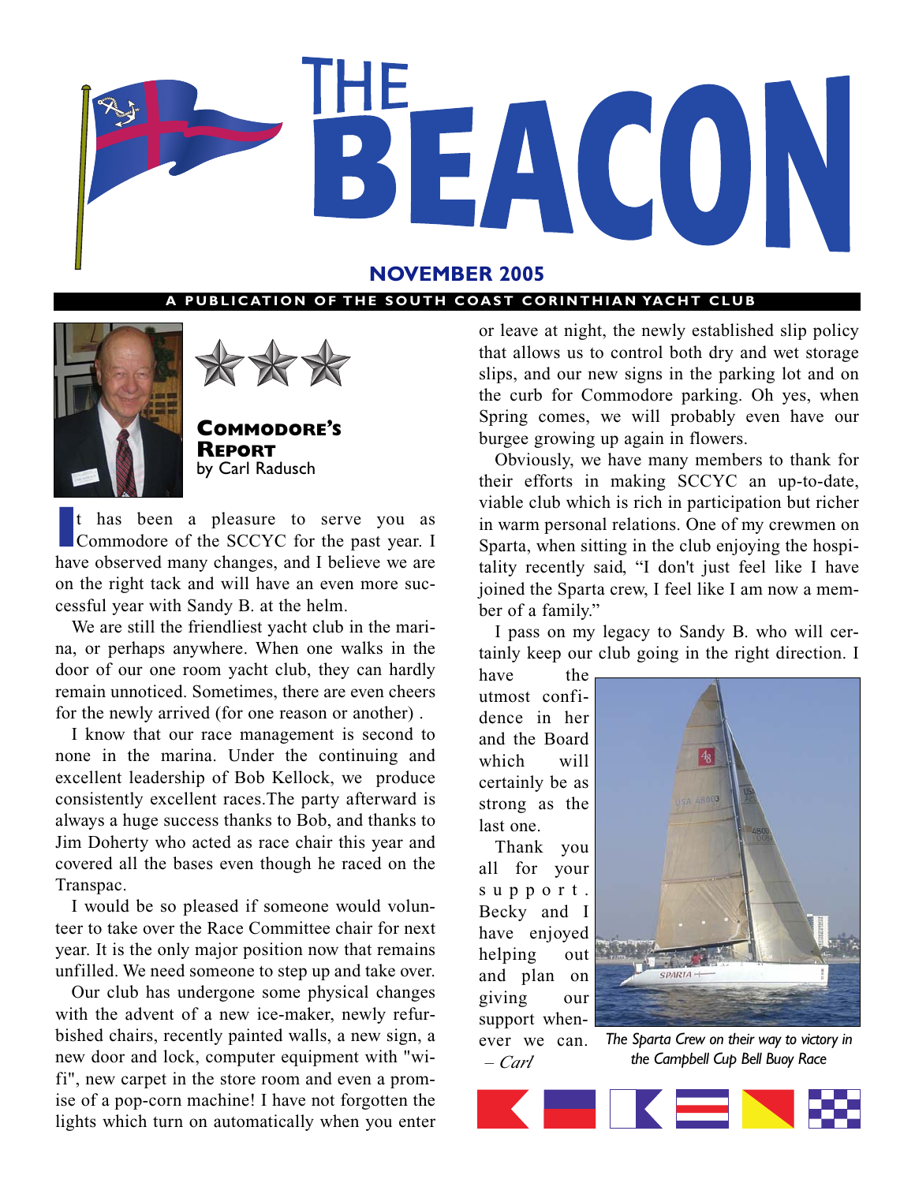# THE BEACON

**NOVEMBER 2005**

A PUBLICATION OF THE SOUTH COAST CORINTHIAN YACHT CLUB

## Commodore's Report
by Carl Radusch

It has been a pleasure to serve you as Commodore of the SCCYC for the past year. I have observed many changes, and I believe we are on the right tack and will have an even more successful year with Sandy B. at the helm.

We are still the friendliest yacht club in the marina, or perhaps anywhere. When one walks in the door of our one room yacht club, they can hardly remain unnoticed. Sometimes, there are even cheers for the newly arrived (for one reason or another) .

I know that our race management is second to none in the marina. Under the continuing and excellent leadership of Bob Kellock, we produce consistently excellent races.The party afterward is always a huge success thanks to Bob, and thanks to Jim Doherty who acted as race chair this year and covered all the bases even though he raced on the Transpac.

I would be so pleased if someone would volunteer to take over the Race Committee chair for next year. It is the only major position now that remains unfilled. We need someone to step up and take over.

Our club has undergone some physical changes with the advent of a new ice-maker, newly refurbished chairs, recently painted walls, a new sign, a new door and lock, computer equipment with "wi-fi", new carpet in the store room and even a promise of a pop-corn machine! I have not forgotten the lights which turn on automatically when you enter or leave at night, the newly established slip policy that allows us to control both dry and wet storage slips, and our new signs in the parking lot and on the curb for Commodore parking. Oh yes, when Spring comes, we will probably even have our burgee growing up again in flowers.

Obviously, we have many members to thank for their efforts in making SCCYC an up-to-date, viable club which is rich in participation but richer in warm personal relations. One of my crewmen on Sparta, when sitting in the club enjoying the hospitality recently said, "I don't just feel like I have joined the Sparta crew, I feel like I am now a member of a family."

I pass on my legacy to Sandy B. who will certainly keep our club going in the right direction. I have the utmost confidence in her and the Board which will certainly be as strong as the last one.

Thank you all for your support. Becky and I have enjoyed helping out and plan on giving our support whenever we can.

*– Carl*

*The Sparta Crew on their way to victory in the Campbell Cup Bell Buoy Race*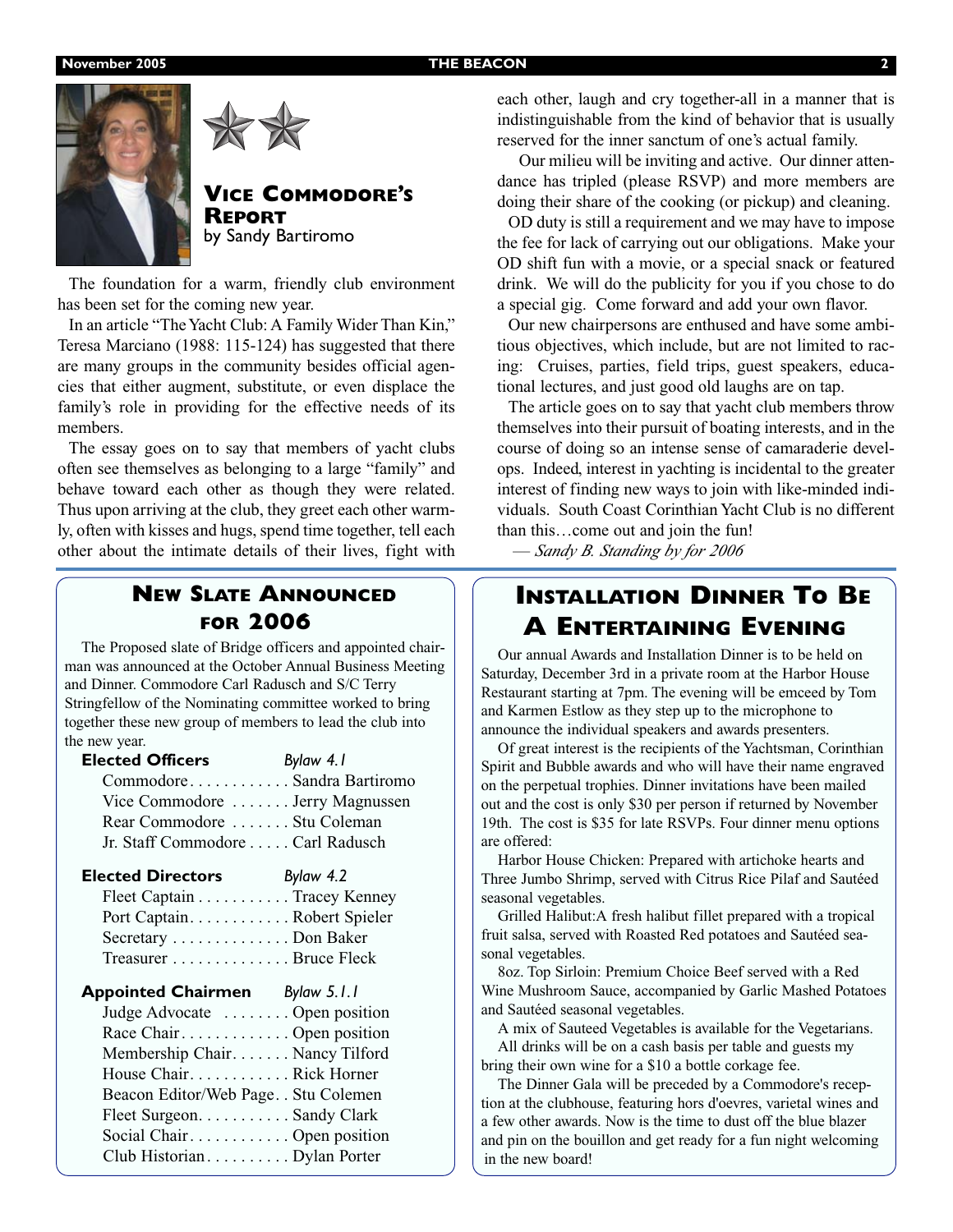## Vice Commodore's Report

by Sandy Bartiromo

The foundation for a warm, friendly club environment has been set for the coming new year.

In an article "The Yacht Club: A Family Wider Than Kin," Teresa Marciano (1988: 115-124) has suggested that there are many groups in the community besides official agencies that either augment, substitute, or even displace the family's role in providing for the effective needs of its members.

The essay goes on to say that members of yacht clubs often see themselves as belonging to a large "family" and behave toward each other as though they were related. Thus upon arriving at the club, they greet each other warmly, often with kisses and hugs, spend time together, tell each other about the intimate details of their lives, fight with each other, laugh and cry together-all in a manner that is indistinguishable from the kind of behavior that is usually reserved for the inner sanctum of one's actual family.

Our milieu will be inviting and active. Our dinner attendance has tripled (please RSVP) and more members are doing their share of the cooking (or pickup) and cleaning.

OD duty is still a requirement and we may have to impose the fee for lack of carrying out our obligations. Make your OD shift fun with a movie, or a special snack or featured drink. We will do the publicity for you if you chose to do a special gig. Come forward and add your own flavor.

Our new chairpersons are enthused and have some ambitious objectives, which include, but are not limited to racing: Cruises, parties, field trips, guest speakers, educational lectures, and just good old laughs are on tap.

The article goes on to say that yacht club members throw themselves into their pursuit of boating interests, and in the course of doing so an intense sense of camaraderie develops. Indeed, interest in yachting is incidental to the greater interest of finding new ways to join with like-minded individuals. South Coast Corinthian Yacht Club is no different than this…come out and join the fun!

— *Sandy B. Standing by for 2006*

## New Slate Announced for 2006

The Proposed slate of Bridge officers and appointed chairman was announced at the October Annual Business Meeting and Dinner. Commodore Carl Radusch and S/C Terry Stringfellow of the Nominating committee worked to bring together these new group of members to lead the club into the new year.

**Elected Officers** *Bylaw 4.1*

- Commodore . . . . . . . . . . . . Sandra Bartiromo
- Vice Commodore . . . . . . . Jerry Magnussen
- Rear Commodore . . . . . . . Stu Coleman
- Jr. Staff Commodore . . . . . Carl Radusch

**Elected Directors** *Bylaw 4.2*

- Fleet Captain . . . . . . . . . . . Tracey Kenney
- Port Captain. . . . . . . . . . . . Robert Spieler
- Secretary . . . . . . . . . . . . . . Don Baker
- Treasurer . . . . . . . . . . . . . . Bruce Fleck

**Appointed Chairmen** *Bylaw 5.1.1*

- Judge Advocate . . . . . . . . Open position
- Race Chair. . . . . . . . . . . . . Open position
- Membership Chair. . . . . . . Nancy Tilford
- House Chair. . . . . . . . . . . . Rick Horner
- Beacon Editor/Web Page. . Stu Colemen
- Fleet Surgeon. . . . . . . . . . . Sandy Clark
- Social Chair. . . . . . . . . . . . Open position
- Club Historian. . . . . . . . . . Dylan Porter

## Installation Dinner To Be A Entertaining Evening

Our annual Awards and Installation Dinner is to be held on Saturday, December 3rd in a private room at the Harbor House Restaurant starting at 7pm. The evening will be emceed by Tom and Karmen Estlow as they step up to the microphone to announce the individual speakers and awards presenters.

Of great interest is the recipients of the Yachtsman, Corinthian Spirit and Bubble awards and who will have their name engraved on the perpetual trophies. Dinner invitations have been mailed out and the cost is only $30 per person if returned by November 19th. The cost is $35 for late RSVPs. Four dinner menu options are offered:

Harbor House Chicken: Prepared with artichoke hearts and Three Jumbo Shrimp, served with Citrus Rice Pilaf and Sautéed seasonal vegetables.

Grilled Halibut:A fresh halibut fillet prepared with a tropical fruit salsa, served with Roasted Red potatoes and Sautéed seasonal vegetables.

8oz. Top Sirloin: Premium Choice Beef served with a Red Wine Mushroom Sauce, accompanied by Garlic Mashed Potatoes and Sautéed seasonal vegetables.

A mix of Sauteed Vegetables is available for the Vegetarians.

All drinks will be on a cash basis per table and guests my bring their own wine for a $10 a bottle corkage fee.

The Dinner Gala will be preceded by a Commodore's reception at the clubhouse, featuring hors d'oevres, varietal wines and a few other awards. Now is the time to dust off the blue blazer and pin on the bouillon and get ready for a fun night welcoming in the new board!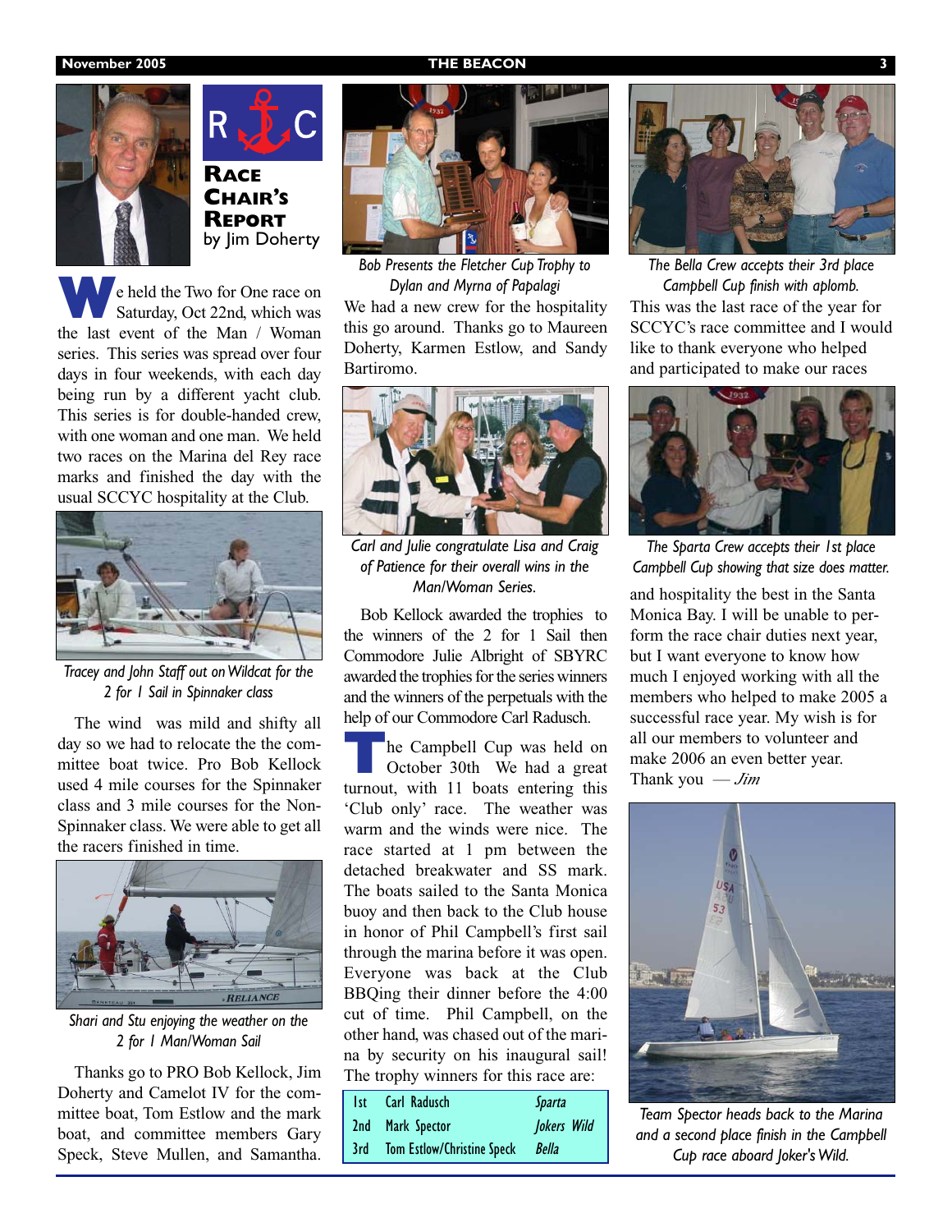# Race Chair's Report

by Jim Doherty

We held the Two for One race on Saturday, Oct 22nd, which was the last event of the Man / Woman series. This series was spread over four days in four weekends, with each day being run by a different yacht club. This series is for double-handed crew, with one woman and one man. We held two races on the Marina del Rey race marks and finished the day with the usual SCCYC hospitality at the Club.

*Tracey and John Staff out on Wildcat for the 2 for 1 Sail in Spinnaker class*

The wind was mild and shifty all day so we had to relocate the the committee boat twice. Pro Bob Kellock used 4 mile courses for the Spinnaker class and 3 mile courses for the Non-Spinnaker class. We were able to get all the racers finished in time.

*Shari and Stu enjoying the weather on the 2 for 1 Man/Woman Sail*

Thanks go to PRO Bob Kellock, Jim Doherty and Camelot IV for the committee boat, Tom Estlow and the mark boat, and committee members Gary Speck, Steve Mullen, and Samantha.

*Bob Presents the Fletcher Cup Trophy to Dylan and Myrna of Papalagi*

We had a new crew for the hospitality this go around. Thanks go to Maureen Doherty, Karmen Estlow, and Sandy Bartiromo.

*Carl and Julie congratulate Lisa and Craig of Patience for their overall wins in the Man/Woman Series.*

Bob Kellock awarded the trophies to the winners of the 2 for 1 Sail then Commodore Julie Albright of SBYRC awarded the trophies for the series winners and the winners of the perpetuals with the help of our Commodore Carl Radusch.

The Campbell Cup was held on October 30th We had a great turnout, with 11 boats entering this 'Club only' race. The weather was warm and the winds were nice. The race started at 1 pm between the detached breakwater and SS mark. The boats sailed to the Santa Monica buoy and then back to the Club house in honor of Phil Campbell's first sail through the marina before it was open. Everyone was back at the Club BBQing their dinner before the 4:00 cut of time. Phil Campbell, on the other hand, was chased out of the marina by security on his inaugural sail! The trophy winners for this race are:

| | | |
|---|---|---|
| 1st | Carl Radusch | *Sparta* |
| 2nd | Mark Spector | *Jokers Wild* |
| 3rd | Tom Estlow/Christine Speck | *Bella* |

*The Bella Crew accepts their 3rd place Campbell Cup finish with aplomb.*

This was the last race of the year for SCCYC's race committee and I would like to thank everyone who helped and participated to make our races

*The Sparta Crew accepts their 1st place Campbell Cup showing that size does matter.*

and hospitality the best in the Santa Monica Bay. I will be unable to perform the race chair duties next year, but I want everyone to know how much I enjoyed working with all the members who helped to make 2005 a successful race year. My wish is for all our members to volunteer and make 2006 an even better year.

Thank you — *Jim*

*Team Spector heads back to the Marina and a second place finish in the Campbell Cup race aboard Joker's Wild.*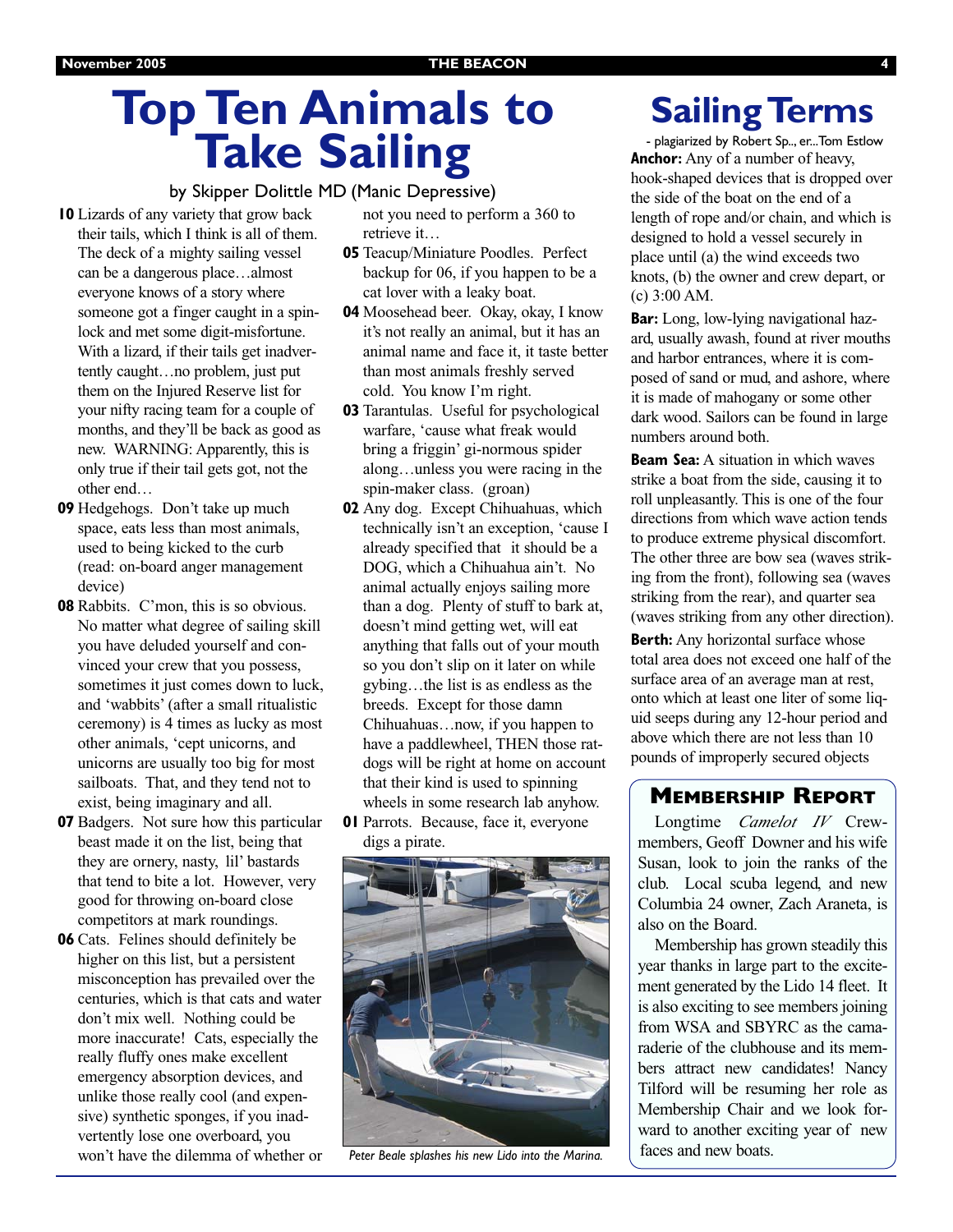# Top Ten Animals to Take Sailing

by Skipper Dolittle MD (Manic Depressive)

**10** Lizards of any variety that grow back their tails, which I think is all of them. The deck of a mighty sailing vessel can be a dangerous place…almost everyone knows of a story where someone got a finger caught in a spin-lock and met some digit-misfortune. With a lizard, if their tails get inadvertently caught…no problem, just put them on the Injured Reserve list for your nifty racing team for a couple of months, and they'll be back as good as new. WARNING: Apparently, this is only true if their tail gets got, not the other end…

**09** Hedgehogs. Don't take up much space, eats less than most animals, used to being kicked to the curb (read: on-board anger management device)

**08** Rabbits. C'mon, this is so obvious. No matter what degree of sailing skill you have deluded yourself and convinced your crew that you possess, sometimes it just comes down to luck, and 'wabbits' (after a small ritualistic ceremony) is 4 times as lucky as most other animals, 'cept unicorns, and unicorns are usually too big for most sailboats. That, and they tend not to exist, being imaginary and all.

**07** Badgers. Not sure how this particular beast made it on the list, being that they are ornery, nasty, lil' bastards that tend to bite a lot. However, very good for throwing on-board close competitors at mark roundings.

**06** Cats. Felines should definitely be higher on this list, but a persistent misconception has prevailed over the centuries, which is that cats and water don't mix well. Nothing could be more inaccurate! Cats, especially the really fluffy ones make excellent emergency absorption devices, and unlike those really cool (and expensive) synthetic sponges, if you inadvertently lose one overboard, you won't have the dilemma of whether or not you need to perform a 360 to retrieve it…

**05** Teacup/Miniature Poodles. Perfect backup for 06, if you happen to be a cat lover with a leaky boat.

**04** Moosehead beer. Okay, okay, I know it's not really an animal, but it has an animal name and face it, it taste better than most animals freshly served cold. You know I'm right.

**03** Tarantulas. Useful for psychological warfare, 'cause what freak would bring a friggin' gi-normous spider along…unless you were racing in the spin-maker class. (groan)

**02** Any dog. Except Chihuahuas, which technically isn't an exception, 'cause I already specified that it should be a DOG, which a Chihuahua ain't. No animal actually enjoys sailing more than a dog. Plenty of stuff to bark at, doesn't mind getting wet, will eat anything that falls out of your mouth so you don't slip on it later on while gybing…the list is as endless as the breeds. Except for those damn Chihuahuas…now, if you happen to have a paddlewheel, THEN those rat-dogs will be right at home on account that their kind is used to spinning wheels in some research lab anyhow.

**01** Parrots. Because, face it, everyone digs a pirate.

*Peter Beale splashes his new Lido into the Marina.*

# Sailing Terms

- plagiarized by Robert Sp.., er...Tom Estlow

**Anchor:** Any of a number of heavy, hook-shaped devices that is dropped over the side of the boat on the end of a length of rope and/or chain, and which is designed to hold a vessel securely in place until (a) the wind exceeds two knots, (b) the owner and crew depart, or (c) 3:00 AM.

**Bar:** Long, low-lying navigational hazard, usually awash, found at river mouths and harbor entrances, where it is composed of sand or mud, and ashore, where it is made of mahogany or some other dark wood. Sailors can be found in large numbers around both.

**Beam Sea:** A situation in which waves strike a boat from the side, causing it to roll unpleasantly. This is one of the four directions from which wave action tends to produce extreme physical discomfort. The other three are bow sea (waves striking from the front), following sea (waves striking from the rear), and quarter sea (waves striking from any other direction).

**Berth:** Any horizontal surface whose total area does not exceed one half of the surface area of an average man at rest, onto which at least one liter of some liquid seeps during any 12-hour period and above which there are not less than 10 pounds of improperly secured objects

## Membership Report

Longtime *Camelot IV* Crewmembers, Geoff Downer and his wife Susan, look to join the ranks of the club. Local scuba legend, and new Columbia 24 owner, Zach Araneta, is also on the Board.

Membership has grown steadily this year thanks in large part to the excitement generated by the Lido 14 fleet. It is also exciting to see members joining from WSA and SBYRC as the camaraderie of the clubhouse and its members attract new candidates! Nancy Tilford will be resuming her role as Membership Chair and we look forward to another exciting year of new faces and new boats.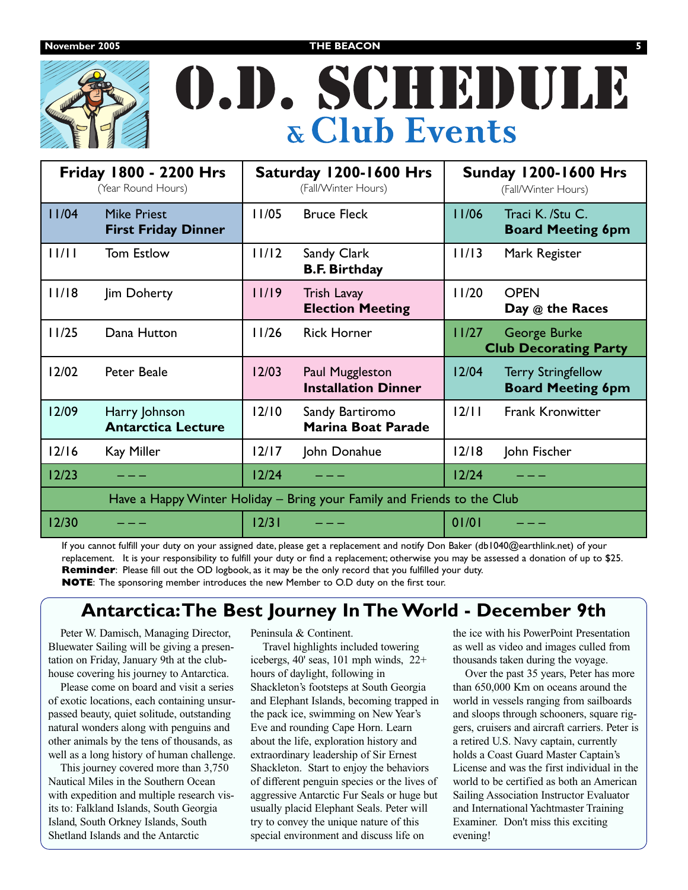# O.D. SCHEDULE
## & Club Events

| Friday 1800 - 2200 Hrs (Year Round Hours) | | Saturday 1200-1600 Hrs (Fall/Winter Hours) | | Sunday 1200-1600 Hrs (Fall/Winter Hours) | |
|---|---|---|---|---|---|
| 11/04 | Mike Priest **First Friday Dinner** | 11/05 | Bruce Fleck | 11/06 | Traci K. /Stu C. **Board Meeting 6pm** |
| 11/11 | Tom Estlow | 11/12 | Sandy Clark **B.F. Birthday** | 11/13 | Mark Register |
| 11/18 | Jim Doherty | 11/19 | Trish Lavay **Election Meeting** | 11/20 | OPEN **Day @ the Races** |
| 11/25 | Dana Hutton | 11/26 | Rick Horner | 11/27 | George Burke **Club Decorating Party** |
| 12/02 | Peter Beale | 12/03 | Paul Muggleston **Installation Dinner** | 12/04 | Terry Stringfellow **Board Meeting 6pm** |
| 12/09 | Harry Johnson **Antarctica Lecture** | 12/10 | Sandy Bartiromo **Marina Boat Parade** | 12/11 | Frank Kronwitter |
| 12/16 | Kay Miller | 12/17 | John Donahue | 12/18 | John Fischer |
| 12/23 | – – – | 12/24 | – – – | 12/24 | – – – |
| Have a Happy Winter Holiday – Bring your Family and Friends to the Club | | | | | |
| 12/30 | – – – | 12/31 | – – – | 01/01 | – – – |

If you cannot fulfill your duty on your assigned date, please get a replacement and notify Don Baker (db1040@earthlink.net) of your replacement. It is your responsibility to fulfill your duty or find a replacement; otherwise you may be assessed a donation of up to $25.

**Reminder**: Please fill out the OD logbook, as it may be the only record that you fulfilled your duty.

**NOTE**: The sponsoring member introduces the new Member to O.D duty on the first tour.

## Antarctica: The Best Journey In The World - December 9th

Peter W. Damisch, Managing Director, Bluewater Sailing will be giving a presentation on Friday, January 9th at the clubhouse covering his journey to Antarctica.

Please come on board and visit a series of exotic locations, each containing unsurpassed beauty, quiet solitude, outstanding natural wonders along with penguins and other animals by the tens of thousands, as well as a long history of human challenge.

This journey covered more than 3,750 Nautical Miles in the Southern Ocean with expedition and multiple research visits to: Falkland Islands, South Georgia Island, South Orkney Islands, South Shetland Islands and the Antarctic Peninsula & Continent.

Travel highlights included towering icebergs, 40' seas, 101 mph winds, 22+ hours of daylight, following in Shackleton's footsteps at South Georgia and Elephant Islands, becoming trapped in the pack ice, swimming on New Year's Eve and rounding Cape Horn. Learn about the life, exploration history and extraordinary leadership of Sir Ernest Shackleton. Start to enjoy the behaviors of different penguin species or the lives of aggressive Antarctic Fur Seals or huge but usually placid Elephant Seals. Peter will try to convey the unique nature of this special environment and discuss life on the ice with his PowerPoint Presentation as well as video and images culled from thousands taken during the voyage.

Over the past 35 years, Peter has more than 650,000 Km on oceans around the world in vessels ranging from sailboards and sloops through schooners, square riggers, cruisers and aircraft carriers. Peter is a retired U.S. Navy captain, currently holds a Coast Guard Master Captain's License and was the first individual in the world to be certified as both an American Sailing Association Instructor Evaluator and International Yachtmaster Training Examiner. Don't miss this exciting evening!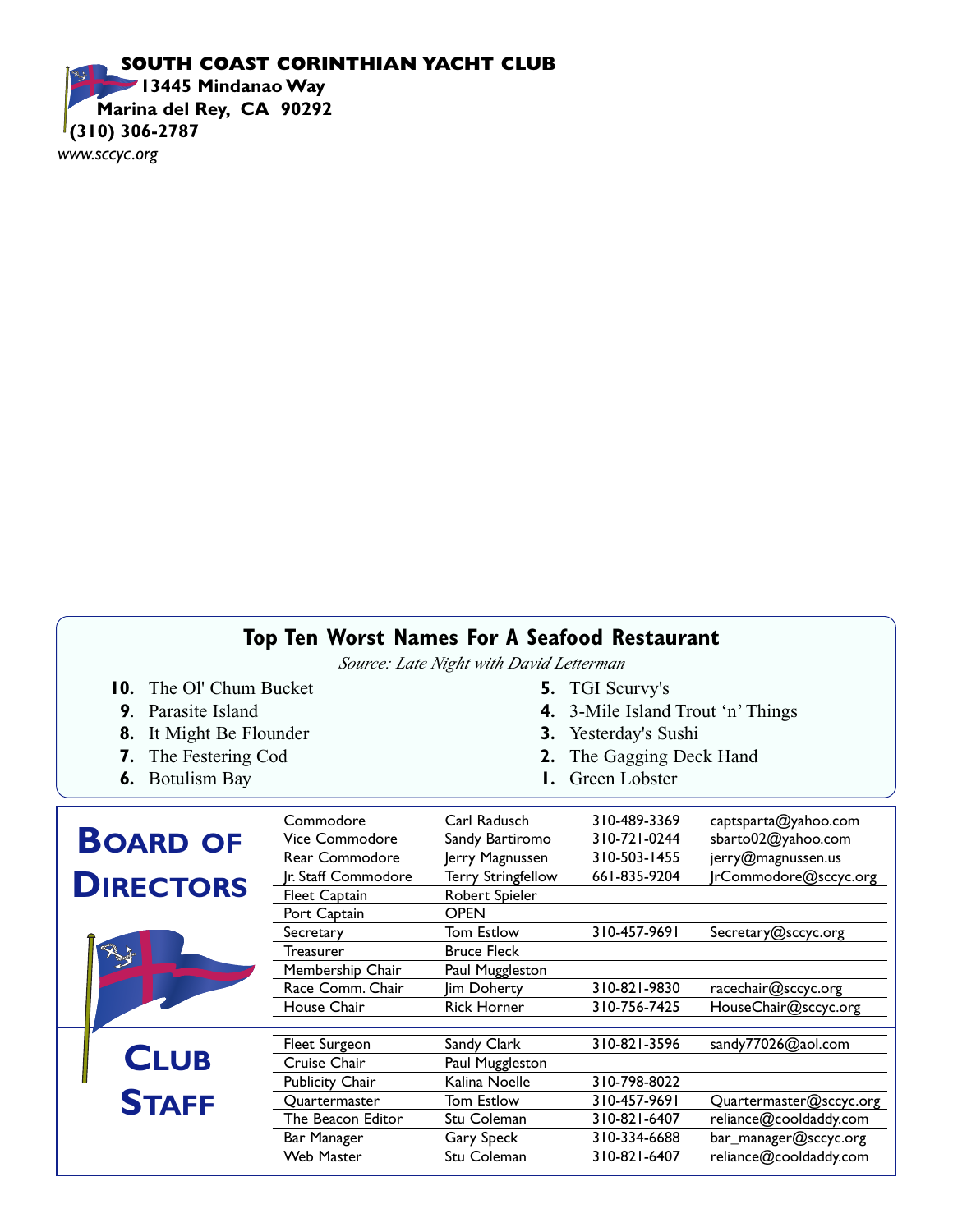**SOUTH COAST CORINTHIAN YACHT CLUB**
**13445 Mindanao Way**
**Marina del Rey, CA 90292**
**(310) 306-2787**
*www.sccyc.org*

## Top Ten Worst Names For A Seafood Restaurant

*Source: Late Night with David Letterman*

**10.** The Ol' Chum Bucket
**9**. Parasite Island
**8.** It Might Be Flounder
**7.** The Festering Cod
**6.** Botulism Bay
**5.** TGI Scurvy's
**4.** 3-Mile Island Trout 'n' Things
**3.** Yesterday's Sushi
**2.** The Gagging Deck Hand
**1.** Green Lobster

## Board of Directors

| | | | |
|---|---|---|---|
| Commodore | Carl Radusch | 310-489-3369 | captsparta@yahoo.com |
| Vice Commodore | Sandy Bartiromo | 310-721-0244 | sbarto02@yahoo.com |
| Rear Commodore | Jerry Magnussen | 310-503-1455 | jerry@magnussen.us |
| Jr. Staff Commodore | Terry Stringfellow | 661-835-9204 | JrCommodore@sccyc.org |
| Fleet Captain | Robert Spieler | | |
| Port Captain | OPEN | | |
| Secretary | Tom Estlow | 310-457-9691 | Secretary@sccyc.org |
| Treasurer | Bruce Fleck | | |
| Membership Chair | Paul Muggleston | | |
| Race Comm. Chair | Jim Doherty | 310-821-9830 | racechair@sccyc.org |
| House Chair | Rick Horner | 310-756-7425 | HouseChair@sccyc.org |

## Club Staff

| | | | |
|---|---|---|---|
| Fleet Surgeon | Sandy Clark | 310-821-3596 | sandy77026@aol.com |
| Cruise Chair | Paul Muggleston | | |
| Publicity Chair | Kalina Noelle | 310-798-8022 | |
| Quartermaster | Tom Estlow | 310-457-9691 | Quartermaster@sccyc.org |
| The Beacon Editor | Stu Coleman | 310-821-6407 | reliance@cooldaddy.com |
| Bar Manager | Gary Speck | 310-334-6688 | bar_manager@sccyc.org |
| Web Master | Stu Coleman | 310-821-6407 | reliance@cooldaddy.com |